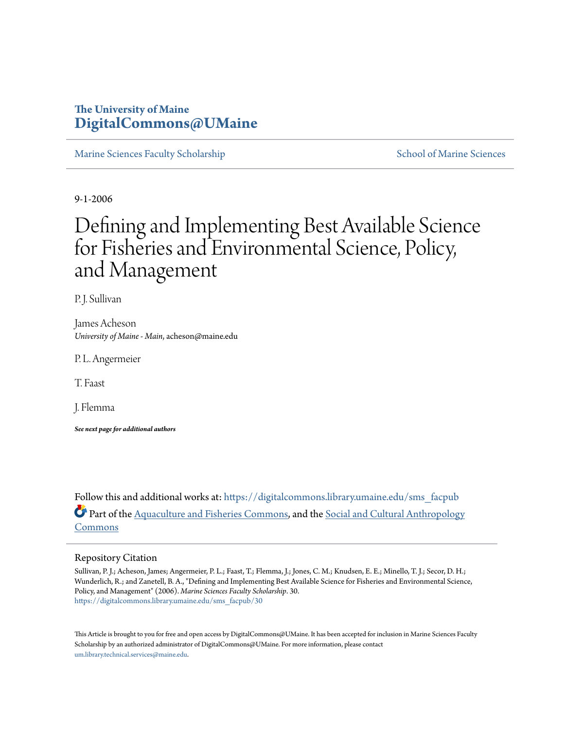**The University of Maine**
**DigitalCommons@UMaine**

Marine Sciences Faculty Scholarship | School of Marine Sciences

9-1-2006

# Defining and Implementing Best Available Science for Fisheries and Environmental Science, Policy, and Management

P. J. Sullivan

James Acheson
*University of Maine - Main*, acheson@maine.edu

P. L. Angermeier

T. Faast

J. Flemma

***See next page for additional authors***

Follow this and additional works at: https://digitalcommons.library.umaine.edu/sms_facpub

Part of the Aquaculture and Fisheries Commons, and the Social and Cultural Anthropology Commons

## Repository Citation

Sullivan, P. J.; Acheson, James; Angermeier, P. L.; Faast, T.; Flemma, J.; Jones, C. M.; Knudsen, E. E.; Minello, T. J.; Secor, D. H.; Wunderlich, R.; and Zanetell, B. A., "Defining and Implementing Best Available Science for Fisheries and Environmental Science, Policy, and Management" (2006). *Marine Sciences Faculty Scholarship*. 30.
https://digitalcommons.library.umaine.edu/sms_facpub/30

This Article is brought to you for free and open access by DigitalCommons@UMaine. It has been accepted for inclusion in Marine Sciences Faculty Scholarship by an authorized administrator of DigitalCommons@UMaine. For more information, please contact um.library.technical.services@maine.edu.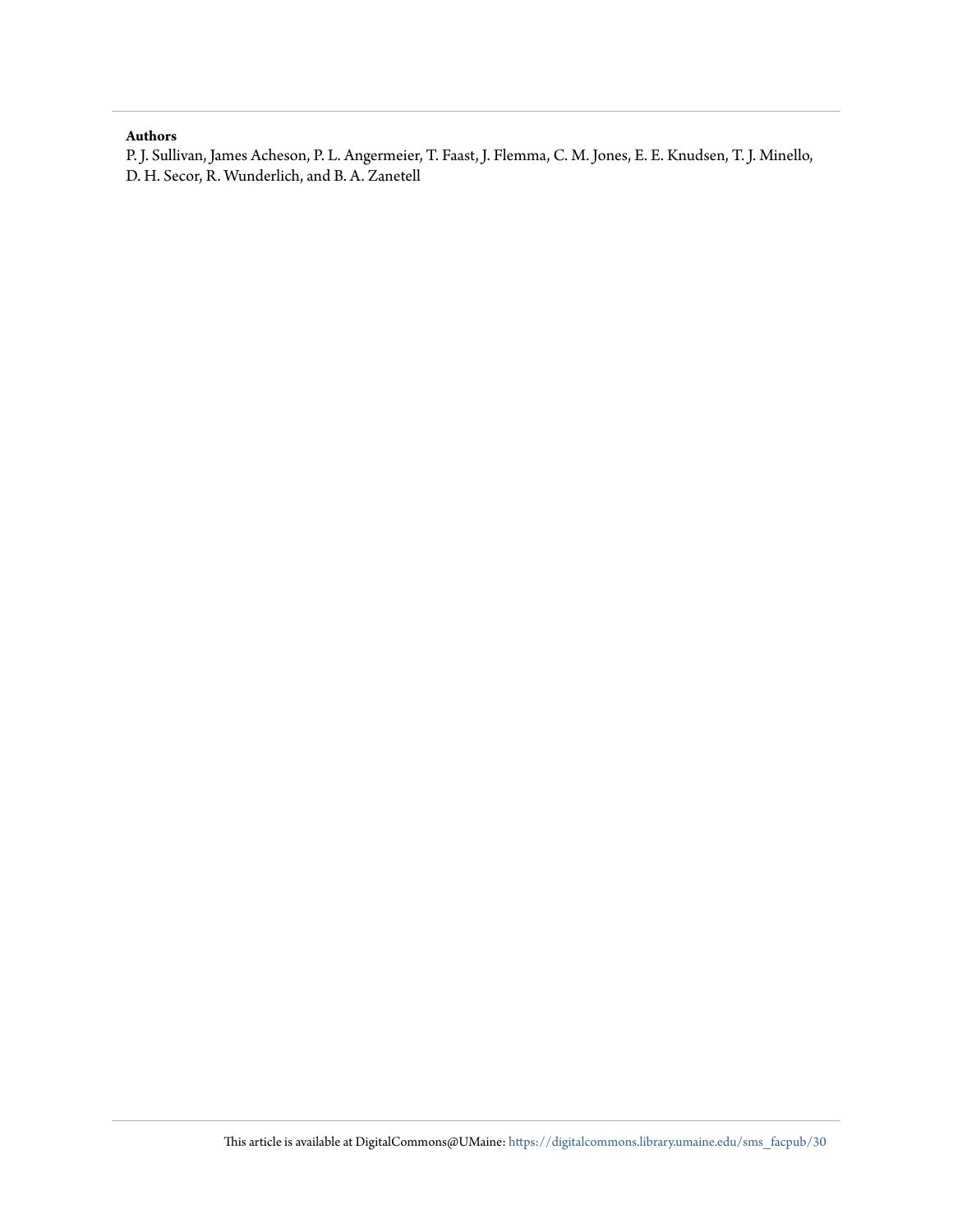**Authors**

P. J. Sullivan, James Acheson, P. L. Angermeier, T. Faast, J. Flemma, C. M. Jones, E. E. Knudsen, T. J. Minello, D. H. Secor, R. Wunderlich, and B. A. Zanetell

This article is available at DigitalCommons@UMaine: https://digitalcommons.library.umaine.edu/sms_facpub/30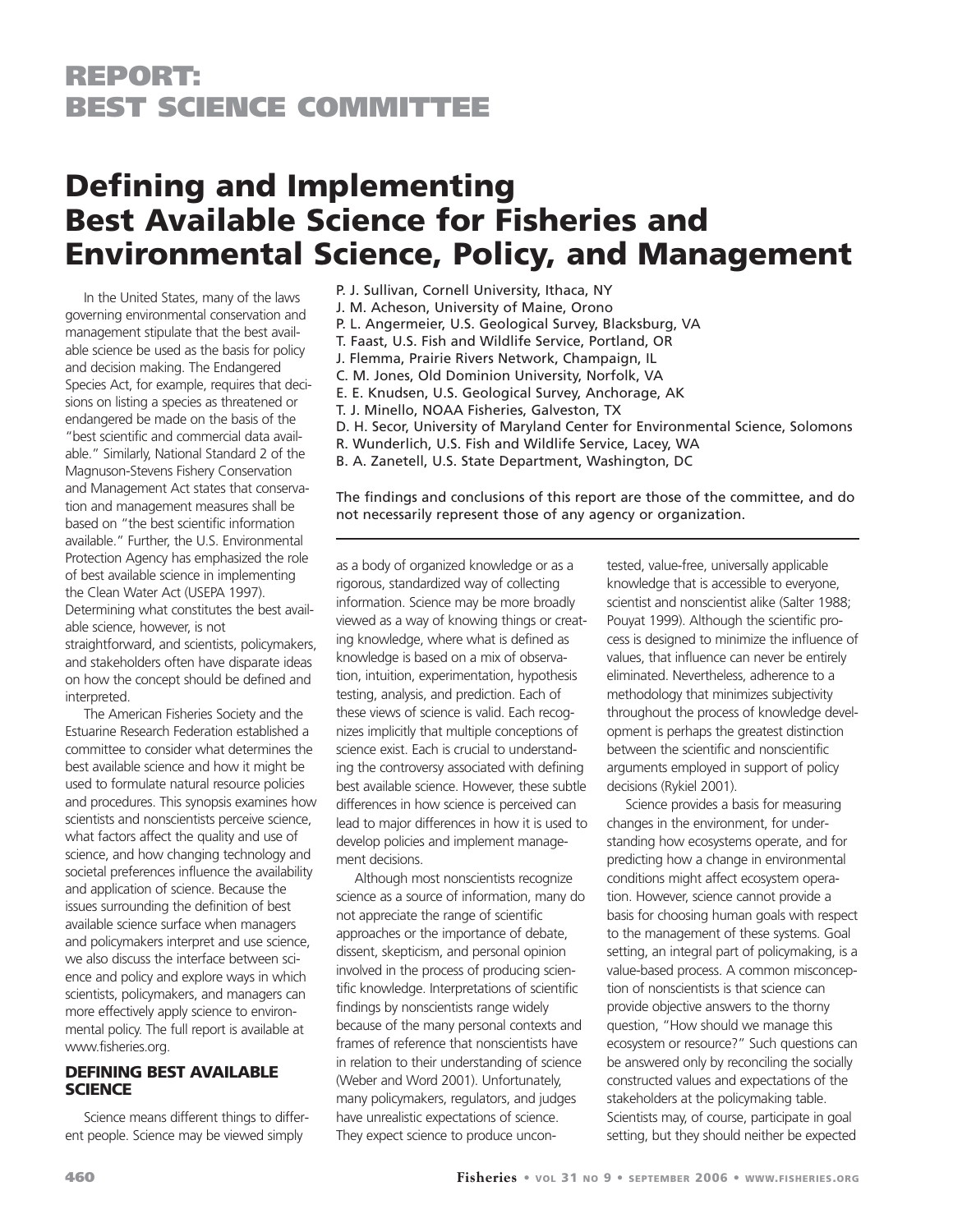# REPORT: BEST SCIENCE COMMITTEE

# Defining and Implementing Best Available Science for Fisheries and Environmental Science, Policy, and Management

P. J. Sullivan, Cornell University, Ithaca, NY
J. M. Acheson, University of Maine, Orono
P. L. Angermeier, U.S. Geological Survey, Blacksburg, VA
T. Faast, U.S. Fish and Wildlife Service, Portland, OR
J. Flemma, Prairie Rivers Network, Champaign, IL
C. M. Jones, Old Dominion University, Norfolk, VA
E. E. Knudsen, U.S. Geological Survey, Anchorage, AK
T. J. Minello, NOAA Fisheries, Galveston, TX
D. H. Secor, University of Maryland Center for Environmental Science, Solomons
R. Wunderlich, U.S. Fish and Wildlife Service, Lacey, WA
B. A. Zanetell, U.S. State Department, Washington, DC

The findings and conclusions of this report are those of the committee, and do not necessarily represent those of any agency or organization.

In the United States, many of the laws governing environmental conservation and management stipulate that the best available science be used as the basis for policy and decision making. The Endangered Species Act, for example, requires that decisions on listing a species as threatened or endangered be made on the basis of the "best scientific and commercial data available." Similarly, National Standard 2 of the Magnuson-Stevens Fishery Conservation and Management Act states that conservation and management measures shall be based on "the best scientific information available." Further, the U.S. Environmental Protection Agency has emphasized the role of best available science in implementing the Clean Water Act (USEPA 1997). Determining what constitutes the best available science, however, is not straightforward, and scientists, policymakers, and stakeholders often have disparate ideas on how the concept should be defined and interpreted.

The American Fisheries Society and the Estuarine Research Federation established a committee to consider what determines the best available science and how it might be used to formulate natural resource policies and procedures. This synopsis examines how scientists and nonscientists perceive science, what factors affect the quality and use of science, and how changing technology and societal preferences influence the availability and application of science. Because the issues surrounding the definition of best available science surface when managers and policymakers interpret and use science, we also discuss the interface between science and policy and explore ways in which scientists, policymakers, and managers can more effectively apply science to environmental policy. The full report is available at www.fisheries.org.

## DEFINING BEST AVAILABLE SCIENCE

Science means different things to different people. Science may be viewed simply as a body of organized knowledge or as a rigorous, standardized way of collecting information. Science may be more broadly viewed as a way of knowing things or creating knowledge, where what is defined as knowledge is based on a mix of observation, intuition, experimentation, hypothesis testing, analysis, and prediction. Each of these views of science is valid. Each recognizes implicitly that multiple conceptions of science exist. Each is crucial to understanding the controversy associated with defining best available science. However, these subtle differences in how science is perceived can lead to major differences in how it is used to develop policies and implement management decisions.

Although most nonscientists recognize science as a source of information, many do not appreciate the range of scientific approaches or the importance of debate, dissent, skepticism, and personal opinion involved in the process of producing scientific knowledge. Interpretations of scientific findings by nonscientists range widely because of the many personal contexts and frames of reference that nonscientists have in relation to their understanding of science (Weber and Word 2001). Unfortunately, many policymakers, regulators, and judges have unrealistic expectations of science. They expect science to produce uncontested, value-free, universally applicable knowledge that is accessible to everyone, scientist and nonscientist alike (Salter 1988; Pouyat 1999). Although the scientific process is designed to minimize the influence of values, that influence can never be entirely eliminated. Nevertheless, adherence to a methodology that minimizes subjectivity throughout the process of knowledge development is perhaps the greatest distinction between the scientific and nonscientific arguments employed in support of policy decisions (Rykiel 2001).

Science provides a basis for measuring changes in the environment, for understanding how ecosystems operate, and for predicting how a change in environmental conditions might affect ecosystem operation. However, science cannot provide a basis for choosing human goals with respect to the management of these systems. Goal setting, an integral part of policymaking, is a value-based process. A common misconception of nonscientists is that science can provide objective answers to the thorny question, "How should we manage this ecosystem or resource?" Such questions can be answered only by reconciling the socially constructed values and expectations of the stakeholders at the policymaking table. Scientists may, of course, participate in goal setting, but they should neither be expected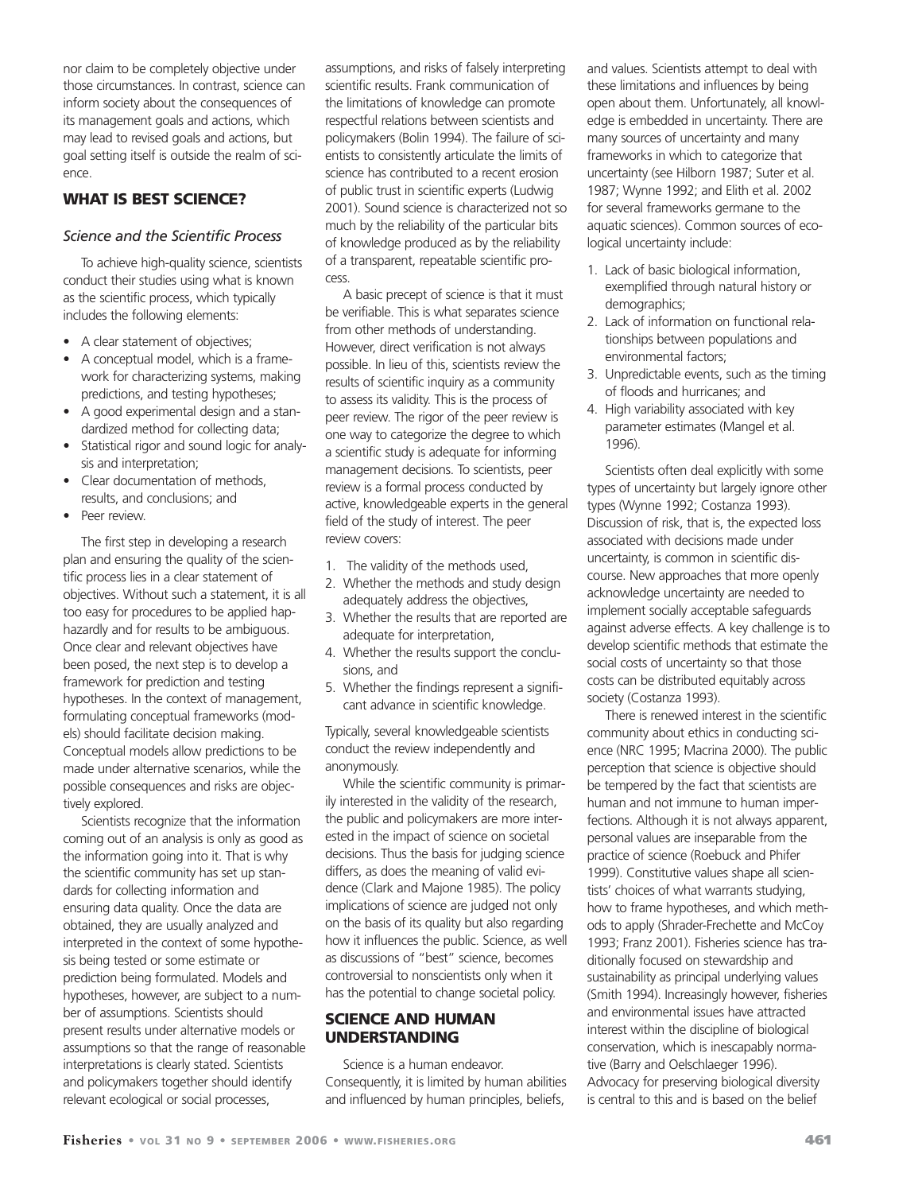nor claim to be completely objective under those circumstances. In contrast, science can inform society about the consequences of its management goals and actions, which may lead to revised goals and actions, but goal setting itself is outside the realm of science.

## WHAT IS BEST SCIENCE?

### *Science and the Scientific Process*

To achieve high-quality science, scientists conduct their studies using what is known as the scientific process, which typically includes the following elements:

- A clear statement of objectives;
- A conceptual model, which is a framework for characterizing systems, making predictions, and testing hypotheses;
- A good experimental design and a standardized method for collecting data;
- Statistical rigor and sound logic for analysis and interpretation;
- Clear documentation of methods, results, and conclusions; and
- Peer review.

The first step in developing a research plan and ensuring the quality of the scientific process lies in a clear statement of objectives. Without such a statement, it is all too easy for procedures to be applied haphazardly and for results to be ambiguous. Once clear and relevant objectives have been posed, the next step is to develop a framework for prediction and testing hypotheses. In the context of management, formulating conceptual frameworks (models) should facilitate decision making. Conceptual models allow predictions to be made under alternative scenarios, while the possible consequences and risks are objectively explored.

Scientists recognize that the information coming out of an analysis is only as good as the information going into it. That is why the scientific community has set up standards for collecting information and ensuring data quality. Once the data are obtained, they are usually analyzed and interpreted in the context of some hypothesis being tested or some estimate or prediction being formulated. Models and hypotheses, however, are subject to a number of assumptions. Scientists should present results under alternative models or assumptions so that the range of reasonable interpretations is clearly stated. Scientists and policymakers together should identify relevant ecological or social processes, assumptions, and risks of falsely interpreting scientific results. Frank communication of the limitations of knowledge can promote respectful relations between scientists and policymakers (Bolin 1994). The failure of scientists to consistently articulate the limits of science has contributed to a recent erosion of public trust in scientific experts (Ludwig 2001). Sound science is characterized not so much by the reliability of the particular bits of knowledge produced as by the reliability of a transparent, repeatable scientific process.

A basic precept of science is that it must be verifiable. This is what separates science from other methods of understanding. However, direct verification is not always possible. In lieu of this, scientists review the results of scientific inquiry as a community to assess its validity. This is the process of peer review. The rigor of the peer review is one way to categorize the degree to which a scientific study is adequate for informing management decisions. To scientists, peer review is a formal process conducted by active, knowledgeable experts in the general field of the study of interest. The peer review covers:

1. The validity of the methods used,
2. Whether the methods and study design adequately address the objectives,
3. Whether the results that are reported are adequate for interpretation,
4. Whether the results support the conclusions, and
5. Whether the findings represent a significant advance in scientific knowledge.

Typically, several knowledgeable scientists conduct the review independently and anonymously.

While the scientific community is primarily interested in the validity of the research, the public and policymakers are more interested in the impact of science on societal decisions. Thus the basis for judging science differs, as does the meaning of valid evidence (Clark and Majone 1985). The policy implications of science are judged not only on the basis of its quality but also regarding how it influences the public. Science, as well as discussions of "best" science, becomes controversial to nonscientists only when it has the potential to change societal policy.

## SCIENCE AND HUMAN UNDERSTANDING

Science is a human endeavor. Consequently, it is limited by human abilities and influenced by human principles, beliefs, and values. Scientists attempt to deal with these limitations and influences by being open about them. Unfortunately, all knowledge is embedded in uncertainty. There are many sources of uncertainty and many frameworks in which to categorize that uncertainty (see Hilborn 1987; Suter et al. 1987; Wynne 1992; and Elith et al. 2002 for several frameworks germane to the aquatic sciences). Common sources of ecological uncertainty include:

1. Lack of basic biological information, exemplified through natural history or demographics;
2. Lack of information on functional relationships between populations and environmental factors;
3. Unpredictable events, such as the timing of floods and hurricanes; and
4. High variability associated with key parameter estimates (Mangel et al. 1996).

Scientists often deal explicitly with some types of uncertainty but largely ignore other types (Wynne 1992; Costanza 1993). Discussion of risk, that is, the expected loss associated with decisions made under uncertainty, is common in scientific discourse. New approaches that more openly acknowledge uncertainty are needed to implement socially acceptable safeguards against adverse effects. A key challenge is to develop scientific methods that estimate the social costs of uncertainty so that those costs can be distributed equitably across society (Costanza 1993).

There is renewed interest in the scientific community about ethics in conducting science (NRC 1995; Macrina 2000). The public perception that science is objective should be tempered by the fact that scientists are human and not immune to human imperfections. Although it is not always apparent, personal values are inseparable from the practice of science (Roebuck and Phifer 1999). Constitutive values shape all scientists' choices of what warrants studying, how to frame hypotheses, and which methods to apply (Shrader-Frechette and McCoy 1993; Franz 2001). Fisheries science has traditionally focused on stewardship and sustainability as principal underlying values (Smith 1994). Increasingly however, fisheries and environmental issues have attracted interest within the discipline of biological conservation, which is inescapably normative (Barry and Oelschlaeger 1996). Advocacy for preserving biological diversity is central to this and is based on the belief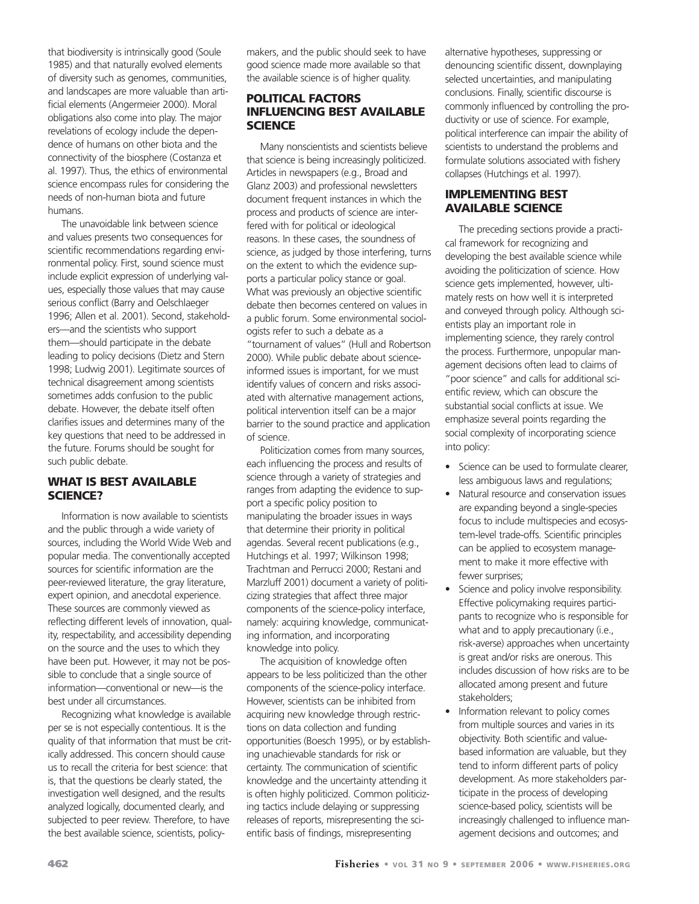that biodiversity is intrinsically good (Soule 1985) and that naturally evolved elements of diversity such as genomes, communities, and landscapes are more valuable than artificial elements (Angermeier 2000). Moral obligations also come into play. The major revelations of ecology include the dependence of humans on other biota and the connectivity of the biosphere (Costanza et al. 1997). Thus, the ethics of environmental science encompass rules for considering the needs of non-human biota and future humans.

The unavoidable link between science and values presents two consequences for scientific recommendations regarding environmental policy. First, sound science must include explicit expression of underlying values, especially those values that may cause serious conflict (Barry and Oelschlaeger 1996; Allen et al. 2001). Second, stakeholders—and the scientists who support them—should participate in the debate leading to policy decisions (Dietz and Stern 1998; Ludwig 2001). Legitimate sources of technical disagreement among scientists sometimes adds confusion to the public debate. However, the debate itself often clarifies issues and determines many of the key questions that need to be addressed in the future. Forums should be sought for such public debate.

## WHAT IS BEST AVAILABLE SCIENCE?

Information is now available to scientists and the public through a wide variety of sources, including the World Wide Web and popular media. The conventionally accepted sources for scientific information are the peer-reviewed literature, the gray literature, expert opinion, and anecdotal experience. These sources are commonly viewed as reflecting different levels of innovation, quality, respectability, and accessibility depending on the source and the uses to which they have been put. However, it may not be possible to conclude that a single source of information—conventional or new—is the best under all circumstances.

Recognizing what knowledge is available per se is not especially contentious. It is the quality of that information that must be critically addressed. This concern should cause us to recall the criteria for best science: that is, that the questions be clearly stated, the investigation well designed, and the results analyzed logically, documented clearly, and subjected to peer review. Therefore, to have the best available science, scientists, policymakers, and the public should seek to have good science made more available so that the available science is of higher quality.

## POLITICAL FACTORS INFLUENCING BEST AVAILABLE SCIENCE

Many nonscientists and scientists believe that science is being increasingly politicized. Articles in newspapers (e.g., Broad and Glanz 2003) and professional newsletters document frequent instances in which the process and products of science are interfered with for political or ideological reasons. In these cases, the soundness of science, as judged by those interfering, turns on the extent to which the evidence supports a particular policy stance or goal. What was previously an objective scientific debate then becomes centered on values in a public forum. Some environmental sociologists refer to such a debate as a "tournament of values" (Hull and Robertson 2000). While public debate about science-informed issues is important, for we must identify values of concern and risks associated with alternative management actions, political intervention itself can be a major barrier to the sound practice and application of science.

Politicization comes from many sources, each influencing the process and results of science through a variety of strategies and ranges from adapting the evidence to support a specific policy position to manipulating the broader issues in ways that determine their priority in political agendas. Several recent publications (e.g., Hutchings et al. 1997; Wilkinson 1998; Trachtman and Perrucci 2000; Restani and Marzluff 2001) document a variety of politicizing strategies that affect three major components of the science-policy interface, namely: acquiring knowledge, communicating information, and incorporating knowledge into policy.

The acquisition of knowledge often appears to be less politicized than the other components of the science-policy interface. However, scientists can be inhibited from acquiring new knowledge through restrictions on data collection and funding opportunities (Boesch 1995), or by establishing unachievable standards for risk or certainty. The communication of scientific knowledge and the uncertainty attending it is often highly politicized. Common politicizing tactics include delaying or suppressing releases of reports, misrepresenting the scientific basis of findings, misrepresenting alternative hypotheses, suppressing or denouncing scientific dissent, downplaying selected uncertainties, and manipulating conclusions. Finally, scientific discourse is commonly influenced by controlling the productivity or use of science. For example, political interference can impair the ability of scientists to understand the problems and formulate solutions associated with fishery collapses (Hutchings et al. 1997).

## IMPLEMENTING BEST AVAILABLE SCIENCE

The preceding sections provide a practical framework for recognizing and developing the best available science while avoiding the politicization of science. How science gets implemented, however, ultimately rests on how well it is interpreted and conveyed through policy. Although scientists play an important role in implementing science, they rarely control the process. Furthermore, unpopular management decisions often lead to claims of "poor science" and calls for additional scientific review, which can obscure the substantial social conflicts at issue. We emphasize several points regarding the social complexity of incorporating science into policy:

- Science can be used to formulate clearer, less ambiguous laws and regulations;
- Natural resource and conservation issues are expanding beyond a single-species focus to include multispecies and ecosystem-level trade-offs. Scientific principles can be applied to ecosystem management to make it more effective with fewer surprises;
- Science and policy involve responsibility. Effective policymaking requires participants to recognize who is responsible for what and to apply precautionary (i.e., risk-averse) approaches when uncertainty is great and/or risks are onerous. This includes discussion of how risks are to be allocated among present and future stakeholders;
- Information relevant to policy comes from multiple sources and varies in its objectivity. Both scientific and value-based information are valuable, but they tend to inform different parts of policy development. As more stakeholders participate in the process of developing science-based policy, scientists will be increasingly challenged to influence management decisions and outcomes; and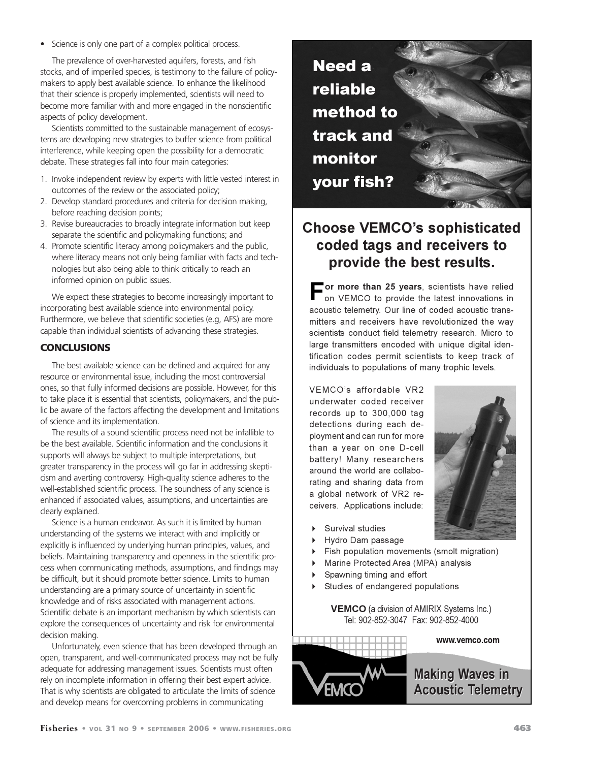- Science is only one part of a complex political process.

The prevalence of over-harvested aquifers, forests, and fish stocks, and of imperiled species, is testimony to the failure of policy-makers to apply best available science. To enhance the likelihood that their science is properly implemented, scientists will need to become more familiar with and more engaged in the nonscientific aspects of policy development.

Scientists committed to the sustainable management of ecosystems are developing new strategies to buffer science from political interference, while keeping open the possibility for a democratic debate. These strategies fall into four main categories:

1. Invoke independent review by experts with little vested interest in outcomes of the review or the associated policy;
2. Develop standard procedures and criteria for decision making, before reaching decision points;
3. Revise bureaucracies to broadly integrate information but keep separate the scientific and policymaking functions; and
4. Promote scientific literacy among policymakers and the public, where literacy means not only being familiar with facts and technologies but also being able to think critically to reach an informed opinion on public issues.

We expect these strategies to become increasingly important to incorporating best available science into environmental policy. Furthermore, we believe that scientific societies (e.g, AFS) are more capable than individual scientists of advancing these strategies.

## CONCLUSIONS

The best available science can be defined and acquired for any resource or environmental issue, including the most controversial ones, so that fully informed decisions are possible. However, for this to take place it is essential that scientists, policymakers, and the public be aware of the factors affecting the development and limitations of science and its implementation.

The results of a sound scientific process need not be infallible to be the best available. Scientific information and the conclusions it supports will always be subject to multiple interpretations, but greater transparency in the process will go far in addressing skepticism and averting controversy. High-quality science adheres to the well-established scientific process. The soundness of any science is enhanced if associated values, assumptions, and uncertainties are clearly explained.

Science is a human endeavor. As such it is limited by human understanding of the systems we interact with and implicitly or explicitly is influenced by underlying human principles, values, and beliefs. Maintaining transparency and openness in the scientific process when communicating methods, assumptions, and findings may be difficult, but it should promote better science. Limits to human understanding are a primary source of uncertainty in scientific knowledge and of risks associated with management actions. Scientific debate is an important mechanism by which scientists can explore the consequences of uncertainty and risk for environmental decision making.

Unfortunately, even science that has been developed through an open, transparent, and well-communicated process may not be fully adequate for addressing management issues. Scientists must often rely on incomplete information in offering their best expert advice. That is why scientists are obligated to articulate the limits of science and develop means for overcoming problems in communicating

**Need a reliable method to track and monitor your fish?**

**Choose VEMCO's sophisticated coded tags and receivers to provide the best results.**

**For more than 25 years**, scientists have relied on VEMCO to provide the latest innovations in acoustic telemetry. Our line of coded acoustic transmitters and receivers have revolutionized the way scientists conduct field telemetry research. Micro to large transmitters encoded with unique digital identification codes permit scientists to keep track of individuals to populations of many trophic levels.

VEMCO's affordable VR2 underwater coded receiver records up to 300,000 tag detections during each deployment and can run for more than a year on one D-cell battery! Many researchers around the world are collaborating and sharing data from a global network of VR2 receivers. Applications include:

- Survival studies
- Hydro Dam passage
- Fish population movements (smolt migration)
- Marine Protected Area (MPA) analysis
- Spawning timing and effort
- Studies of endangered populations

**VEMCO** (a division of AMIRIX Systems Inc.)
Tel: 902-852-3047 Fax: 902-852-4000

**www.vemco.com**

**Making Waves in Acoustic Telemetry**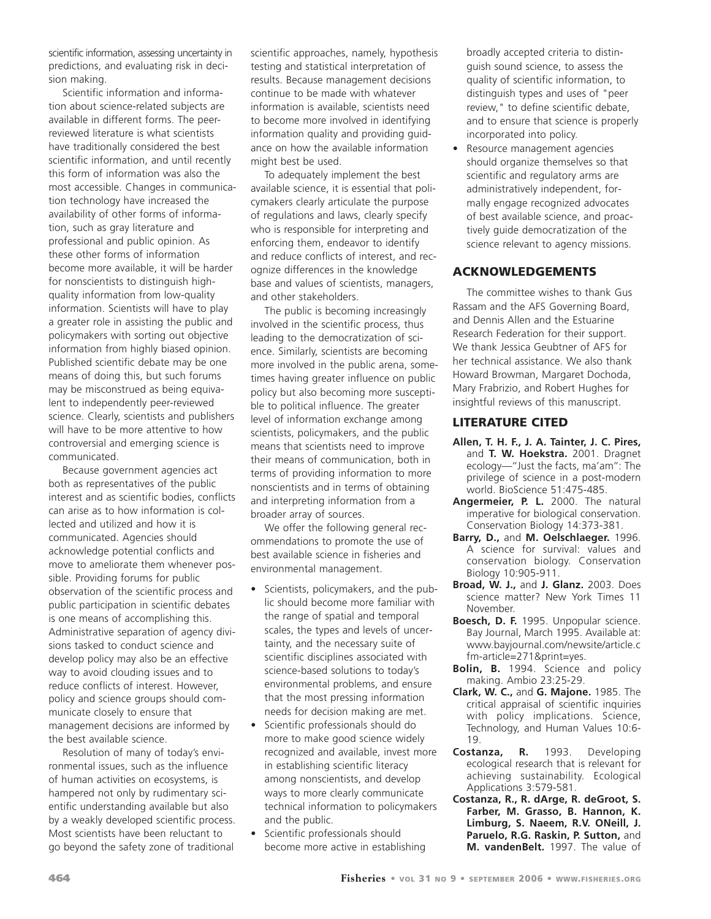scientific information, assessing uncertainty in predictions, and evaluating risk in decision making.

Scientific information and information about science-related subjects are available in different forms. The peer-reviewed literature is what scientists have traditionally considered the best scientific information, and until recently this form of information was also the most accessible. Changes in communication technology have increased the availability of other forms of information, such as gray literature and professional and public opinion. As these other forms of information become more available, it will be harder for nonscientists to distinguish high-quality information from low-quality information. Scientists will have to play a greater role in assisting the public and policymakers with sorting out objective information from highly biased opinion. Published scientific debate may be one means of doing this, but such forums may be misconstrued as being equivalent to independently peer-reviewed science. Clearly, scientists and publishers will have to be more attentive to how controversial and emerging science is communicated.

Because government agencies act both as representatives of the public interest and as scientific bodies, conflicts can arise as to how information is collected and utilized and how it is communicated. Agencies should acknowledge potential conflicts and move to ameliorate them whenever possible. Providing forums for public observation of the scientific process and public participation in scientific debates is one means of accomplishing this. Administrative separation of agency divisions tasked to conduct science and develop policy may also be an effective way to avoid clouding issues and to reduce conflicts of interest. However, policy and science groups should communicate closely to ensure that management decisions are informed by the best available science.

Resolution of many of today's environmental issues, such as the influence of human activities on ecosystems, is hampered not only by rudimentary scientific understanding available but also by a weakly developed scientific process. Most scientists have been reluctant to go beyond the safety zone of traditional scientific approaches, namely, hypothesis testing and statistical interpretation of results. Because management decisions continue to be made with whatever information is available, scientists need to become more involved in identifying information quality and providing guidance on how the available information might best be used.

To adequately implement the best available science, it is essential that policymakers clearly articulate the purpose of regulations and laws, clearly specify who is responsible for interpreting and enforcing them, endeavor to identify and reduce conflicts of interest, and recognize differences in the knowledge base and values of scientists, managers, and other stakeholders.

The public is becoming increasingly involved in the scientific process, thus leading to the democratization of science. Similarly, scientists are becoming more involved in the public arena, sometimes having greater influence on public policy but also becoming more susceptible to political influence. The greater level of information exchange among scientists, policymakers, and the public means that scientists need to improve their means of communication, both in terms of providing information to more nonscientists and in terms of obtaining and interpreting information from a broader array of sources.

We offer the following general recommendations to promote the use of best available science in fisheries and environmental management.

- Scientists, policymakers, and the public should become more familiar with the range of spatial and temporal scales, the types and levels of uncertainty, and the necessary suite of scientific disciplines associated with science-based solutions to today's environmental problems, and ensure that the most pressing information needs for decision making are met.
- Scientific professionals should do more to make good science widely recognized and available, invest more in establishing scientific literacy among nonscientists, and develop ways to more clearly communicate technical information to policymakers and the public.
- Scientific professionals should become more active in establishing broadly accepted criteria to distinguish sound science, to assess the quality of scientific information, to distinguish types and uses of "peer review," to define scientific debate, and to ensure that science is properly incorporated into policy.
- Resource management agencies should organize themselves so that scientific and regulatory arms are administratively independent, formally engage recognized advocates of best available science, and proactively guide democratization of the science relevant to agency missions.

## ACKNOWLEDGEMENTS

The committee wishes to thank Gus Rassam and the AFS Governing Board, and Dennis Allen and the Estuarine Research Federation for their support. We thank Jessica Geubtner of AFS for her technical assistance. We also thank Howard Browman, Margaret Dochoda, Mary Frabrizio, and Robert Hughes for insightful reviews of this manuscript.

## LITERATURE CITED

**Allen, T. H. F., J. A. Tainter, J. C. Pires,** and **T. W. Hoekstra.** 2001. Dragnet ecology—"Just the facts, ma'am": The privilege of science in a post-modern world. BioScience 51:475-485.

**Angermeier, P. L.** 2000. The natural imperative for biological conservation. Conservation Biology 14:373-381.

**Barry, D.,** and **M. Oelschlaeger.** 1996. A science for survival: values and conservation biology. Conservation Biology 10:905-911.

**Broad, W. J.,** and **J. Glanz.** 2003. Does science matter? New York Times 11 November.

**Boesch, D. F.** 1995. Unpopular science. Bay Journal, March 1995. Available at: www.bayjournal.com/newsite/article.cfm-article=271&print=yes.

**Bolin, B.** 1994. Science and policy making. Ambio 23:25-29.

**Clark, W. C.,** and **G. Majone.** 1985. The critical appraisal of scientific inquiries with policy implications. Science, Technology, and Human Values 10:6-19.

**Costanza, R.** 1993. Developing ecological research that is relevant for achieving sustainability. Ecological Applications 3:579-581.

**Costanza, R., R. dArge, R. deGroot, S. Farber, M. Grasso, B. Hannon, K. Limburg, S. Naeem, R.V. ONeill, J. Paruelo, R.G. Raskin, P. Sutton,** and **M. vandenBelt.** 1997. The value of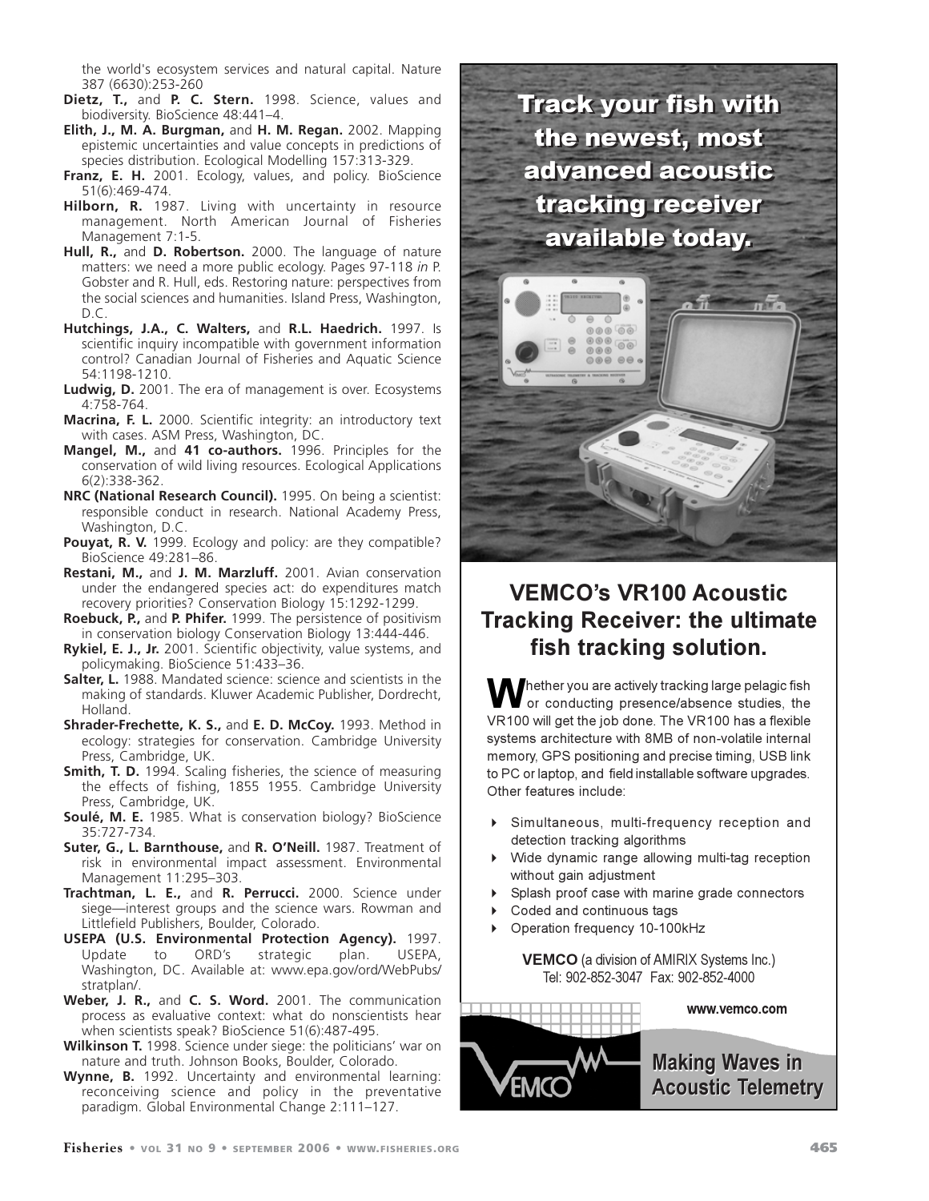the world's ecosystem services and natural capital. Nature 387 (6630):253-260

**Dietz, T.,** and **P. C. Stern.** 1998. Science, values and biodiversity. BioScience 48:441–4.

**Elith, J., M. A. Burgman,** and **H. M. Regan.** 2002. Mapping epistemic uncertainties and value concepts in predictions of species distribution. Ecological Modelling 157:313-329.

**Franz, E. H.** 2001. Ecology, values, and policy. BioScience 51(6):469-474.

**Hilborn, R.** 1987. Living with uncertainty in resource management. North American Journal of Fisheries Management 7:1-5.

**Hull, R.,** and **D. Robertson.** 2000. The language of nature matters: we need a more public ecology. Pages 97-118 *in* P. Gobster and R. Hull, eds. Restoring nature: perspectives from the social sciences and humanities. Island Press, Washington, D.C.

**Hutchings, J.A., C. Walters,** and **R.L. Haedrich.** 1997. Is scientific inquiry incompatible with government information control? Canadian Journal of Fisheries and Aquatic Science 54:1198-1210.

**Ludwig, D.** 2001. The era of management is over. Ecosystems 4:758-764.

**Macrina, F. L.** 2000. Scientific integrity: an introductory text with cases. ASM Press, Washington, DC.

**Mangel, M.,** and **41 co-authors.** 1996. Principles for the conservation of wild living resources. Ecological Applications 6(2):338-362.

**NRC (National Research Council).** 1995. On being a scientist: responsible conduct in research. National Academy Press, Washington, D.C.

**Pouyat, R. V.** 1999. Ecology and policy: are they compatible? BioScience 49:281–86.

**Restani, M.,** and **J. M. Marzluff.** 2001. Avian conservation under the endangered species act: do expenditures match recovery priorities? Conservation Biology 15:1292-1299.

**Roebuck, P.,** and **P. Phifer.** 1999. The persistence of positivism in conservation biology Conservation Biology 13:444-446.

**Rykiel, E. J., Jr.** 2001. Scientific objectivity, value systems, and policymaking. BioScience 51:433–36.

**Salter, L.** 1988. Mandated science: science and scientists in the making of standards. Kluwer Academic Publisher, Dordrecht, Holland.

**Shrader-Frechette, K. S.,** and **E. D. McCoy.** 1993. Method in ecology: strategies for conservation. Cambridge University Press, Cambridge, UK.

**Smith, T. D.** 1994. Scaling fisheries, the science of measuring the effects of fishing, 1855 1955. Cambridge University Press, Cambridge, UK.

**Soulé, M. E.** 1985. What is conservation biology? BioScience 35:727-734.

**Suter, G., L. Barnthouse,** and **R. O'Neill.** 1987. Treatment of risk in environmental impact assessment. Environmental Management 11:295–303.

**Trachtman, L. E.,** and **R. Perrucci.** 2000. Science under siege—interest groups and the science wars. Rowman and Littlefield Publishers, Boulder, Colorado.

**USEPA (U.S. Environmental Protection Agency).** 1997. Update to ORD's strategic plan. USEPA, Washington, DC. Available at: www.epa.gov/ord/WebPubs/stratplan/.

**Weber, J. R.,** and **C. S. Word.** 2001. The communication process as evaluative context: what do nonscientists hear when scientists speak? BioScience 51(6):487-495.

**Wilkinson T.** 1998. Science under siege: the politicians' war on nature and truth. Johnson Books, Boulder, Colorado.

**Wynne, B.** 1992. Uncertainty and environmental learning: reconceiving science and policy in the preventative paradigm. Global Environmental Change 2:111–127.

**Track your fish with the newest, most advanced acoustic tracking receiver available today.**

## VEMCO's VR100 Acoustic Tracking Receiver: the ultimate fish tracking solution.

Whether you are actively tracking large pelagic fish or conducting presence/absence studies, the VR100 will get the job done. The VR100 has a flexible systems architecture with 8MB of non-volatile internal memory, GPS positioning and precise timing, USB link to PC or laptop, and field installable software upgrades. Other features include:

- Simultaneous, multi-frequency reception and detection tracking algorithms
- Wide dynamic range allowing multi-tag reception without gain adjustment
- Splash proof case with marine grade connectors
- Coded and continuous tags
- Operation frequency 10-100kHz

**VEMCO** (a division of AMIRIX Systems Inc.)
Tel: 902-852-3047 Fax: 902-852-4000

**www.vemco.com**

VEMCO

**Making Waves in Acoustic Telemetry**